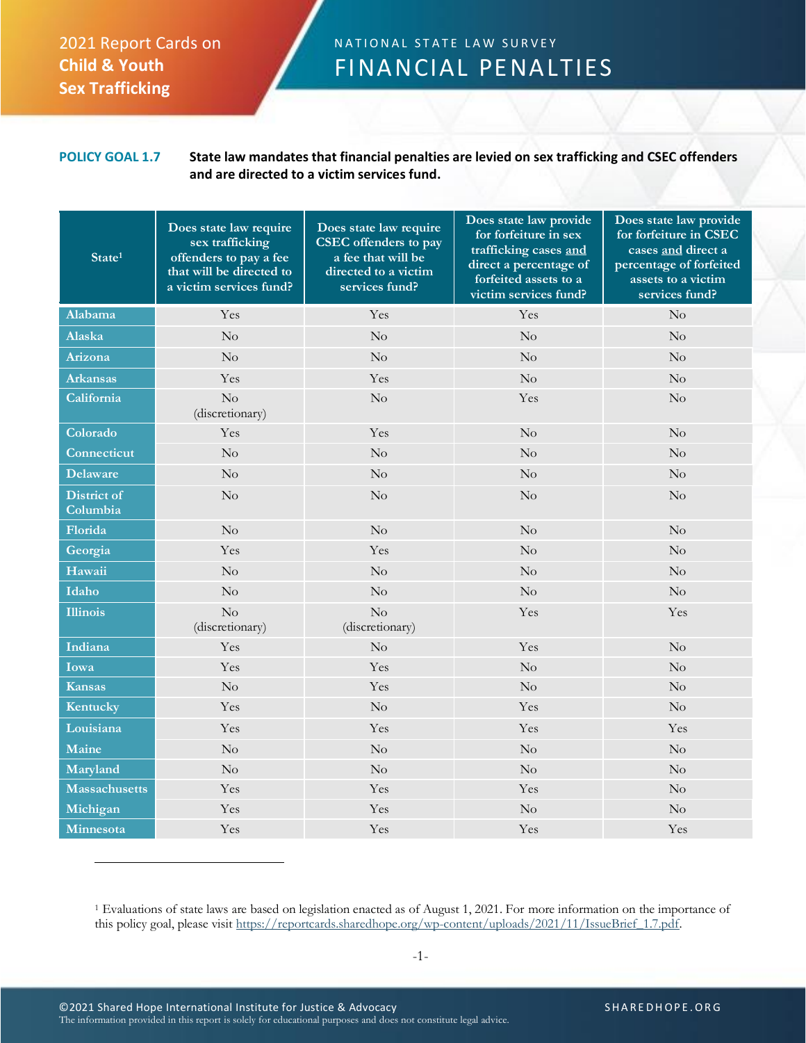2021 Report Cards on **Child & Youth Sex Trafficking**

NATIONAL STATE LAW SURVEY

# FINANCIAL PENALTIES

**POLICY GOAL 1.7** **State law mandates that financial penalties are levied on sex trafficking and CSEC offenders and are directed to a victim services fund.**

| State[1] | Does state law require sex trafficking offenders to pay a fee that will be directed to a victim services fund? | Does state law require CSEC offenders to pay a fee that will be directed to a victim services fund? | Does state law provide for forfeiture in sex trafficking cases and direct a percentage of forfeited assets to a victim services fund? | Does state law provide for forfeiture in CSEC cases and direct a percentage of forfeited assets to a victim services fund? |
|---|---|---|---|---|
| Alabama | Yes | Yes | Yes | No |
| Alaska | No | No | No | No |
| Arizona | No | No | No | No |
| Arkansas | Yes | Yes | No | No |
| California | No (discretionary) | No | Yes | No |
| Colorado | Yes | Yes | No | No |
| Connecticut | No | No | No | No |
| Delaware | No | No | No | No |
| District of Columbia | No | No | No | No |
| Florida | No | No | No | No |
| Georgia | Yes | Yes | No | No |
| Hawaii | No | No | No | No |
| Idaho | No | No | No | No |
| Illinois | No (discretionary) | No (discretionary) | Yes | Yes |
| Indiana | Yes | No | Yes | No |
| Iowa | Yes | Yes | No | No |
| Kansas | No | Yes | No | No |
| Kentucky | Yes | No | Yes | No |
| Louisiana | Yes | Yes | Yes | Yes |
| Maine | No | No | No | No |
| Maryland | No | No | No | No |
| Massachusetts | Yes | Yes | Yes | No |
| Michigan | Yes | Yes | No | No |
| Minnesota | Yes | Yes | Yes | Yes |

[1] Evaluations of state laws are based on legislation enacted as of August 1, 2021. For more information on the importance of this policy goal, please visit https://reportcards.sharedhope.org/wp-content/uploads/2021/11/IssueBrief_1.7.pdf.

©2021 Shared Hope International Institute for Justice & Advocacy
The information provided in this report is solely for educational purposes and does not constitute legal advice.

SHAREDHOPE.ORG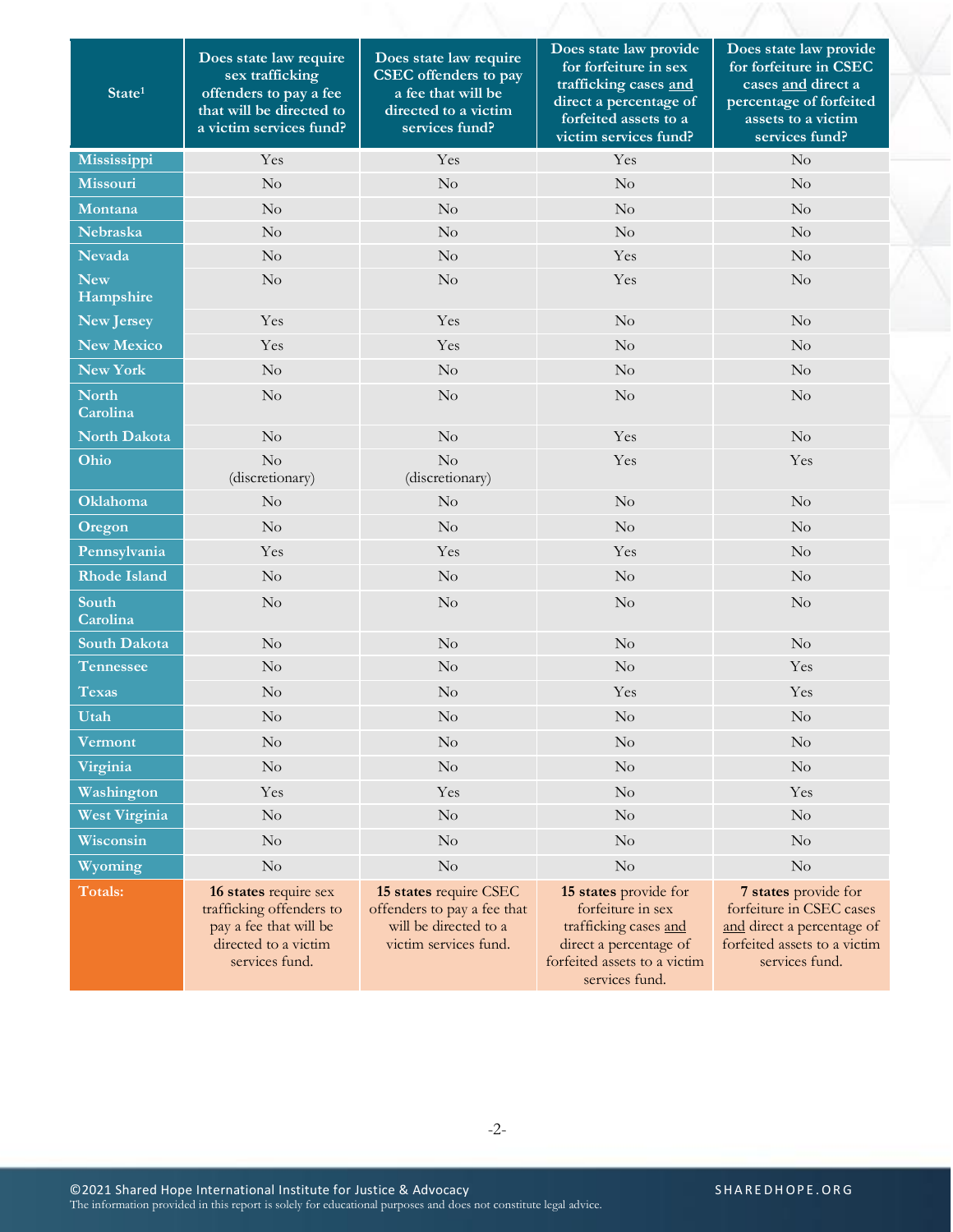| State[1] | Does state law require sex trafficking offenders to pay a fee that will be directed to a victim services fund? | Does state law require CSEC offenders to pay a fee that will be directed to a victim services fund? | Does state law provide for forfeiture in sex trafficking cases and direct a percentage of forfeited assets to a victim services fund? | Does state law provide for forfeiture in CSEC cases and direct a percentage of forfeited assets to a victim services fund? |
|---|---|---|---|---|
| Mississippi | Yes | Yes | Yes | No |
| Missouri | No | No | No | No |
| Montana | No | No | No | No |
| Nebraska | No | No | No | No |
| Nevada | No | No | Yes | No |
| New Hampshire | No | No | Yes | No |
| New Jersey | Yes | Yes | No | No |
| New Mexico | Yes | Yes | No | No |
| New York | No | No | No | No |
| North Carolina | No | No | No | No |
| North Dakota | No | No | Yes | No |
| Ohio | No (discretionary) | No (discretionary) | Yes | Yes |
| Oklahoma | No | No | No | No |
| Oregon | No | No | No | No |
| Pennsylvania | Yes | Yes | Yes | No |
| Rhode Island | No | No | No | No |
| South Carolina | No | No | No | No |
| South Dakota | No | No | No | No |
| Tennessee | No | No | No | Yes |
| Texas | No | No | Yes | Yes |
| Utah | No | No | No | No |
| Vermont | No | No | No | No |
| Virginia | No | No | No | No |
| Washington | Yes | Yes | No | Yes |
| West Virginia | No | No | No | No |
| Wisconsin | No | No | No | No |
| Wyoming | No | No | No | No |
| **Totals:** | **16 states** require sex trafficking offenders to pay a fee that will be directed to a victim services fund. | **15 states** require CSEC offenders to pay a fee that will be directed to a victim services fund. | **15 states** provide for forfeiture in sex trafficking cases and direct a percentage of forfeited assets to a victim services fund. | **7 states** provide for forfeiture in CSEC cases and direct a percentage of forfeited assets to a victim services fund. |

©2021 Shared Hope International Institute for Justice & Advocacy
The information provided in this report is solely for educational purposes and does not constitute legal advice.